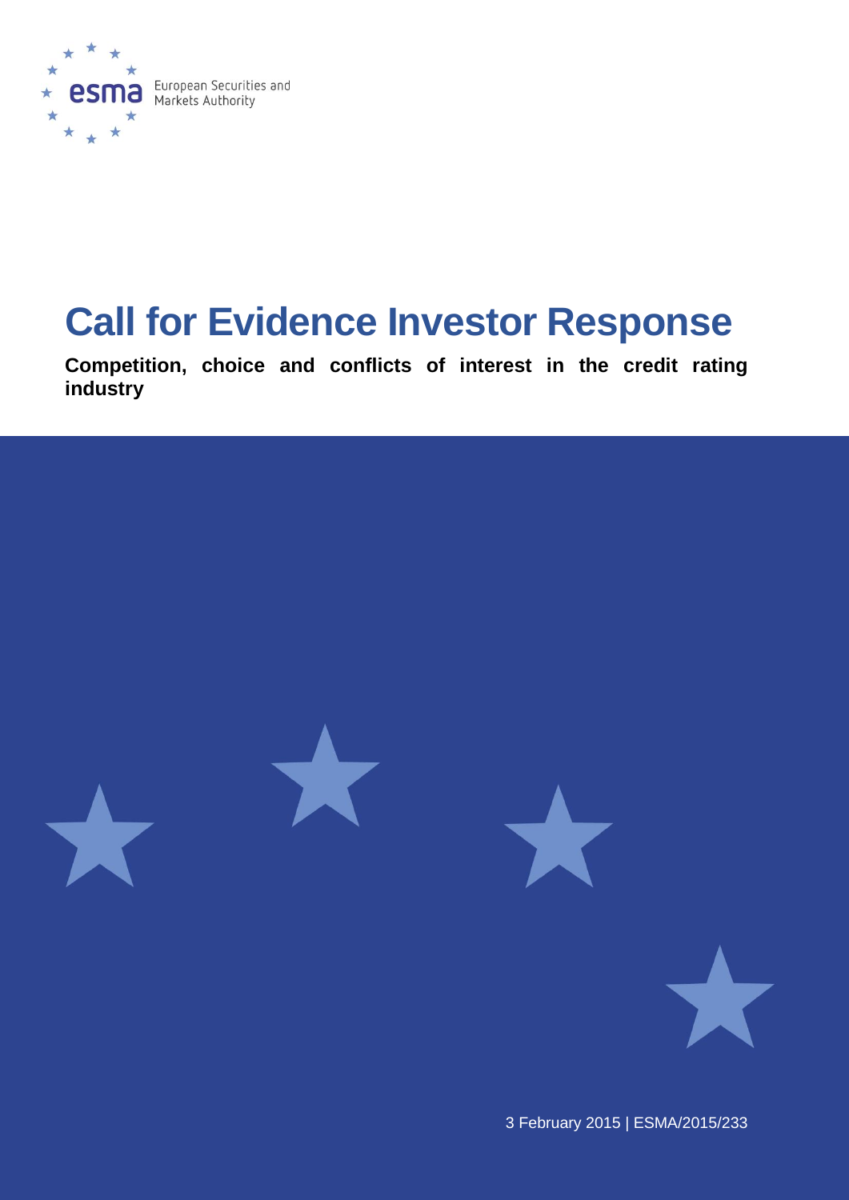European Securities and Markets Authority

# Call for Evidence Investor Response

**Competition, choice and conflicts of interest in the credit rating industry**

3 February 2015 | ESMA/2015/233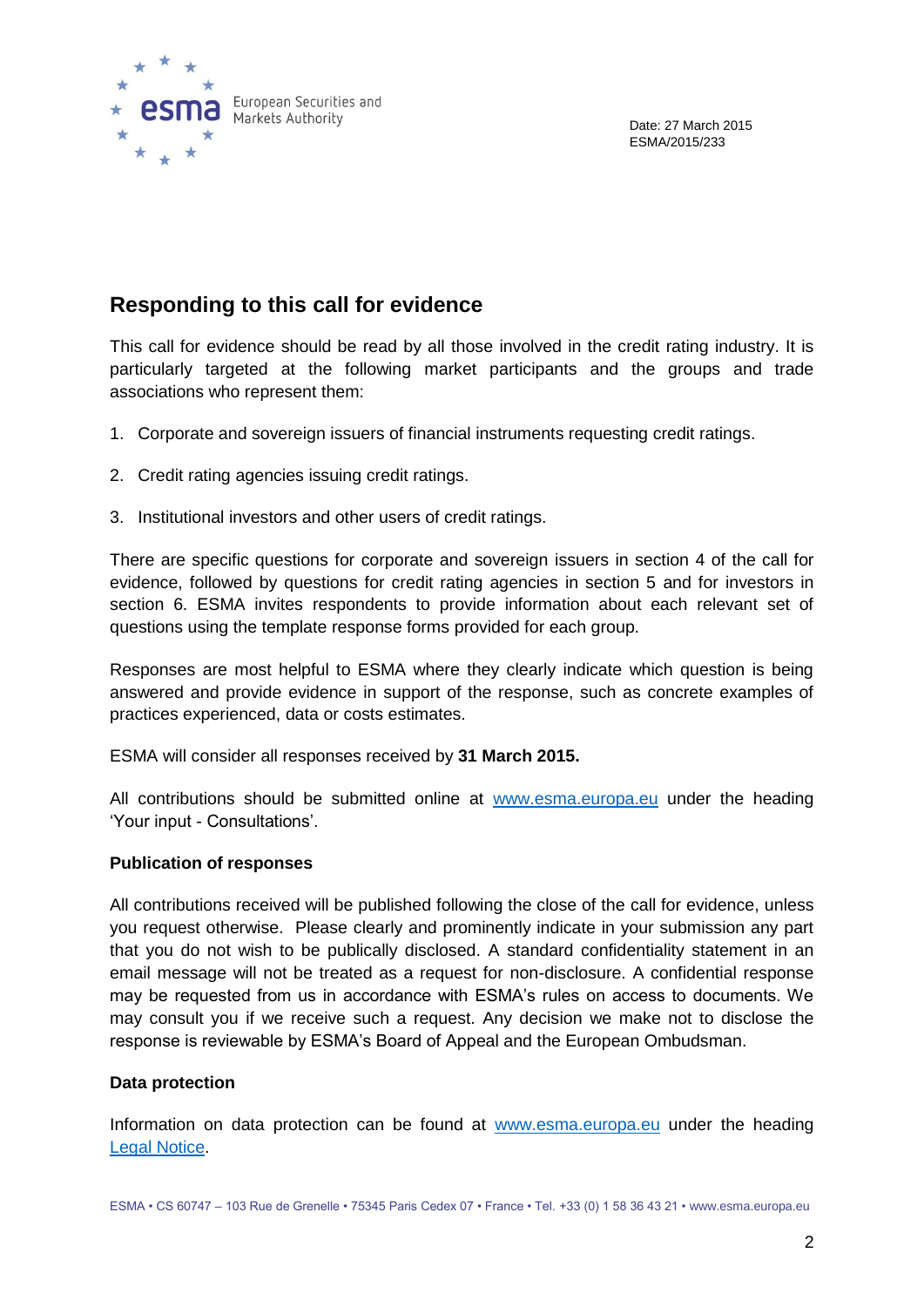Date: 27 March 2015
ESMA/2015/233

## Responding to this call for evidence

This call for evidence should be read by all those involved in the credit rating industry. It is particularly targeted at the following market participants and the groups and trade associations who represent them:

1. Corporate and sovereign issuers of financial instruments requesting credit ratings.
2. Credit rating agencies issuing credit ratings.
3. Institutional investors and other users of credit ratings.

There are specific questions for corporate and sovereign issuers in section 4 of the call for evidence, followed by questions for credit rating agencies in section 5 and for investors in section 6. ESMA invites respondents to provide information about each relevant set of questions using the template response forms provided for each group.

Responses are most helpful to ESMA where they clearly indicate which question is being answered and provide evidence in support of the response, such as concrete examples of practices experienced, data or costs estimates.

ESMA will consider all responses received by **31 March 2015.**

All contributions should be submitted online at [www.esma.europa.eu](http://www.esma.europa.eu) under the heading 'Your input - Consultations'.

**Publication of responses**

All contributions received will be published following the close of the call for evidence, unless you request otherwise. Please clearly and prominently indicate in your submission any part that you do not wish to be publically disclosed. A standard confidentiality statement in an email message will not be treated as a request for non-disclosure. A confidential response may be requested from us in accordance with ESMA's rules on access to documents. We may consult you if we receive such a request. Any decision we make not to disclose the response is reviewable by ESMA's Board of Appeal and the European Ombudsman.

**Data protection**

Information on data protection can be found at [www.esma.europa.eu](http://www.esma.europa.eu) under the heading Legal Notice.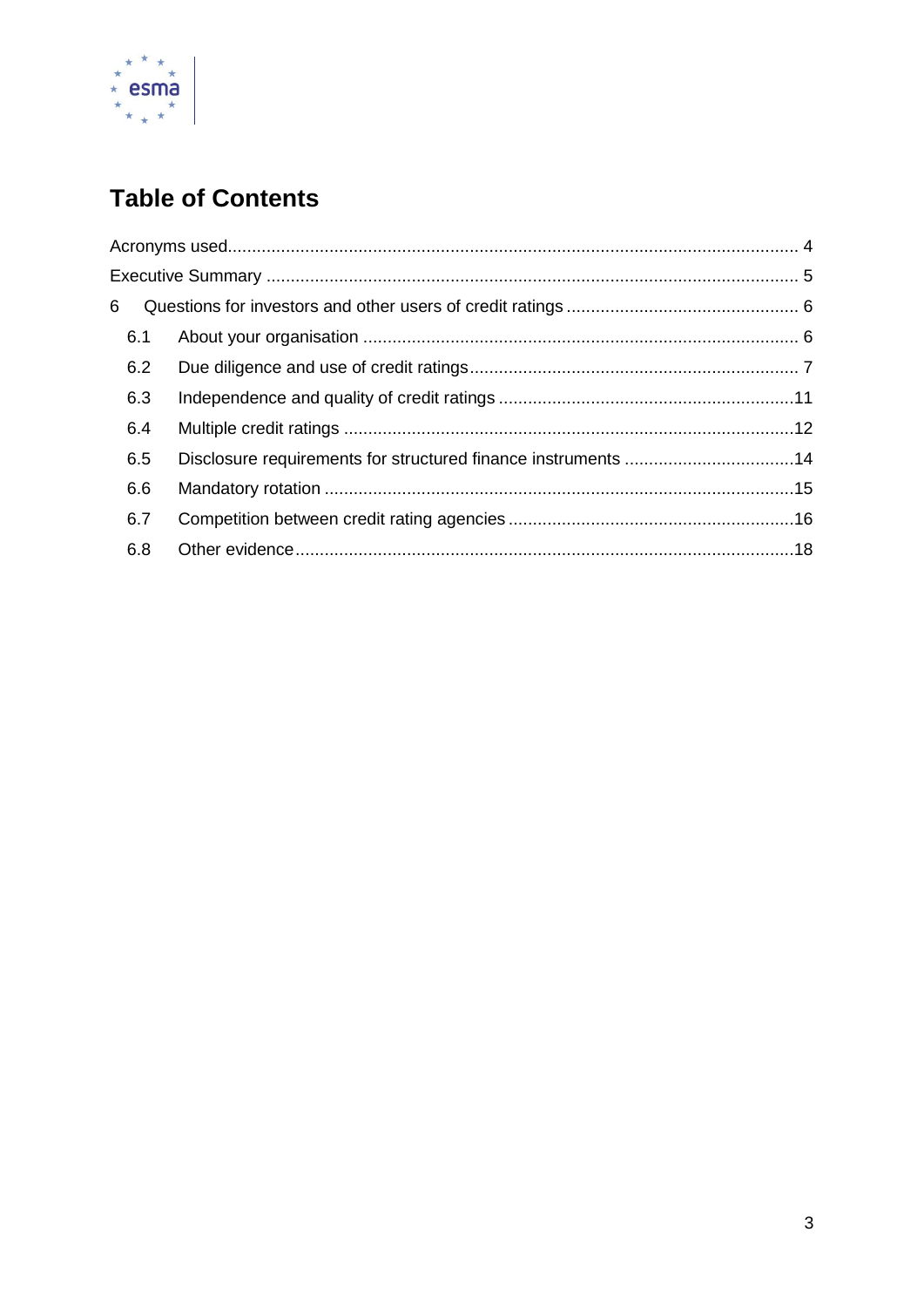# Table of Contents

Acronyms used ..... 4

Executive Summary ..... 5

6 Questions for investors and other users of credit ratings ..... 6

- 6.1 About your organisation ..... 6
- 6.2 Due diligence and use of credit ratings ..... 7
- 6.3 Independence and quality of credit ratings ..... 11
- 6.4 Multiple credit ratings ..... 12
- 6.5 Disclosure requirements for structured finance instruments ..... 14
- 6.6 Mandatory rotation ..... 15
- 6.7 Competition between credit rating agencies ..... 16
- 6.8 Other evidence ..... 18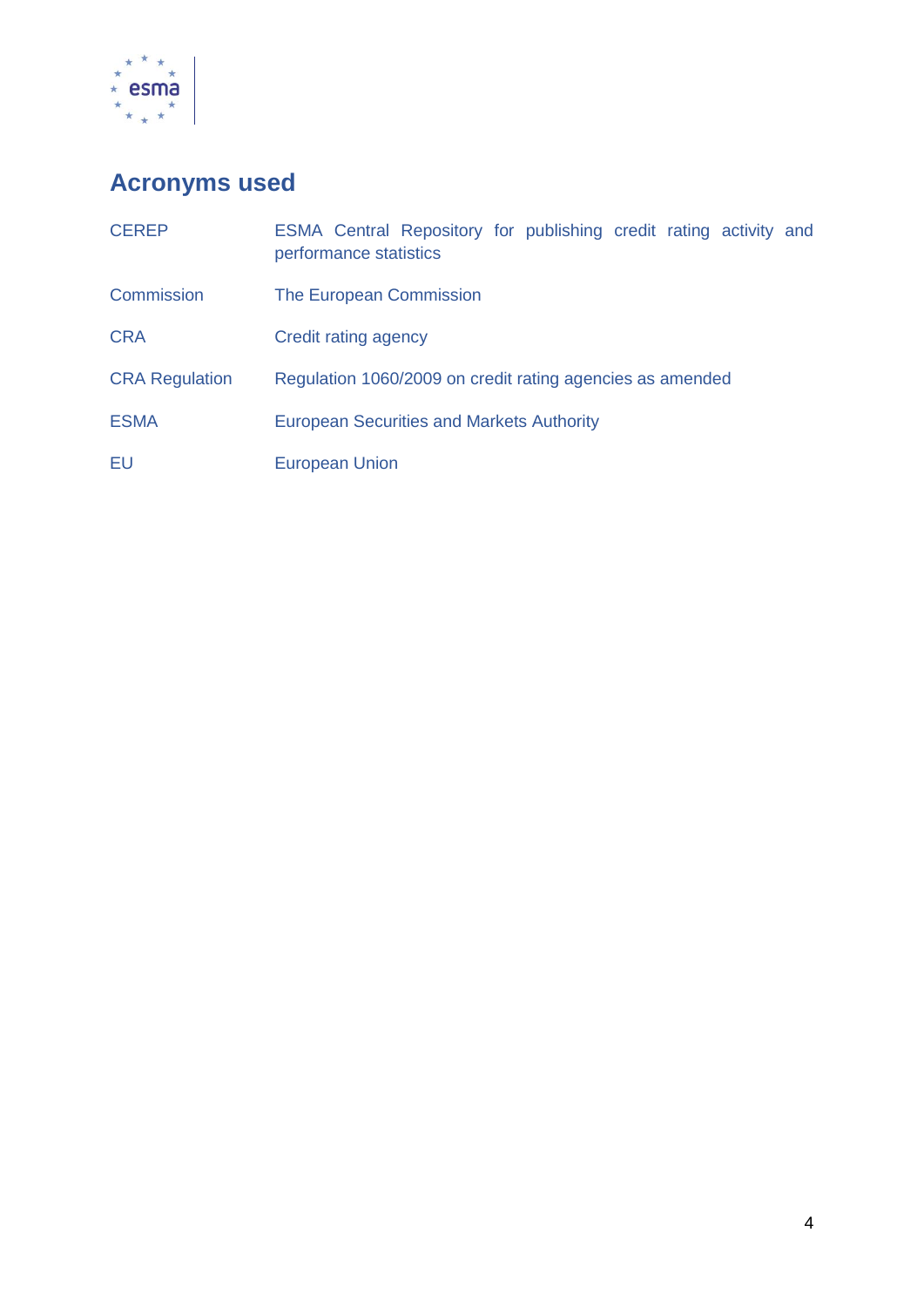## Acronyms used

| | |
|---|---|
| CEREP | ESMA Central Repository for publishing credit rating activity and performance statistics |
| Commission | The European Commission |
| CRA | Credit rating agency |
| CRA Regulation | Regulation 1060/2009 on credit rating agencies as amended |
| ESMA | European Securities and Markets Authority |
| EU | European Union |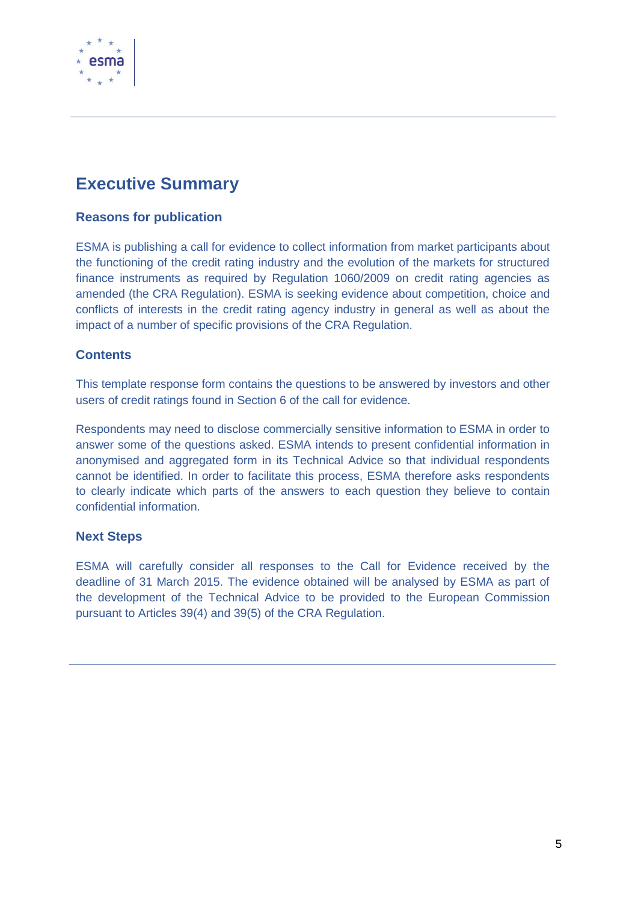# Executive Summary

## Reasons for publication

ESMA is publishing a call for evidence to collect information from market participants about the functioning of the credit rating industry and the evolution of the markets for structured finance instruments as required by Regulation 1060/2009 on credit rating agencies as amended (the CRA Regulation). ESMA is seeking evidence about competition, choice and conflicts of interests in the credit rating agency industry in general as well as about the impact of a number of specific provisions of the CRA Regulation.

## Contents

This template response form contains the questions to be answered by investors and other users of credit ratings found in Section 6 of the call for evidence.

Respondents may need to disclose commercially sensitive information to ESMA in order to answer some of the questions asked. ESMA intends to present confidential information in anonymised and aggregated form in its Technical Advice so that individual respondents cannot be identified. In order to facilitate this process, ESMA therefore asks respondents to clearly indicate which parts of the answers to each question they believe to contain confidential information.

## Next Steps

ESMA will carefully consider all responses to the Call for Evidence received by the deadline of 31 March 2015. The evidence obtained will be analysed by ESMA as part of the development of the Technical Advice to be provided to the European Commission pursuant to Articles 39(4) and 39(5) of the CRA Regulation.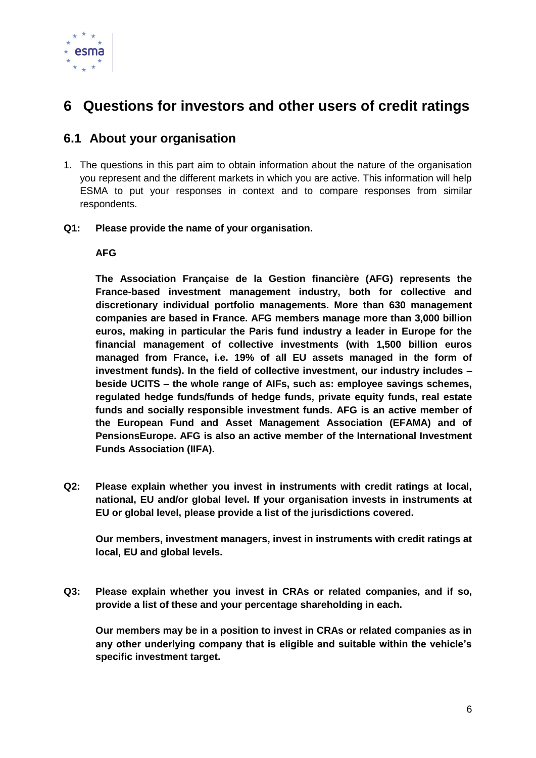# 6 Questions for investors and other users of credit ratings

## 6.1 About your organisation

1. The questions in this part aim to obtain information about the nature of the organisation you represent and the different markets in which you are active. This information will help ESMA to put your responses in context and to compare responses from similar respondents.

**Q1: Please provide the name of your organisation.**

**AFG**

**The Association Française de la Gestion financière (AFG) represents the France-based investment management industry, both for collective and discretionary individual portfolio managements. More than 630 management companies are based in France. AFG members manage more than 3,000 billion euros, making in particular the Paris fund industry a leader in Europe for the financial management of collective investments (with 1,500 billion euros managed from France, i.e. 19% of all EU assets managed in the form of investment funds). In the field of collective investment, our industry includes – beside UCITS – the whole range of AIFs, such as: employee savings schemes, regulated hedge funds/funds of hedge funds, private equity funds, real estate funds and socially responsible investment funds. AFG is an active member of the European Fund and Asset Management Association (EFAMA) and of PensionsEurope. AFG is also an active member of the International Investment Funds Association (IIFA).**

**Q2: Please explain whether you invest in instruments with credit ratings at local, national, EU and/or global level. If your organisation invests in instruments at EU or global level, please provide a list of the jurisdictions covered.**

**Our members, investment managers, invest in instruments with credit ratings at local, EU and global levels.**

**Q3: Please explain whether you invest in CRAs or related companies, and if so, provide a list of these and your percentage shareholding in each.**

**Our members may be in a position to invest in CRAs or related companies as in any other underlying company that is eligible and suitable within the vehicle's specific investment target.**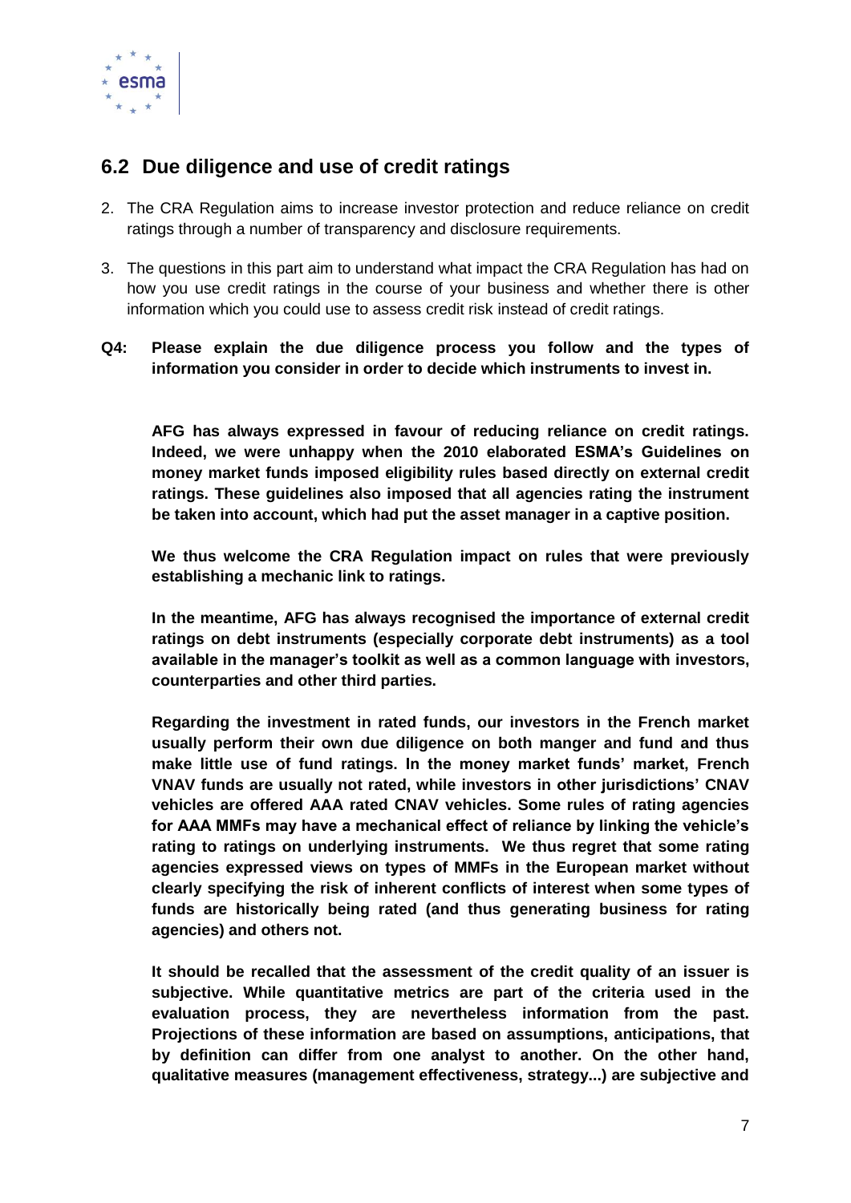## 6.2 Due diligence and use of credit ratings

2. The CRA Regulation aims to increase investor protection and reduce reliance on credit ratings through a number of transparency and disclosure requirements.

3. The questions in this part aim to understand what impact the CRA Regulation has had on how you use credit ratings in the course of your business and whether there is other information which you could use to assess credit risk instead of credit ratings.

**Q4: Please explain the due diligence process you follow and the types of information you consider in order to decide which instruments to invest in.**

**AFG has always expressed in favour of reducing reliance on credit ratings. Indeed, we were unhappy when the 2010 elaborated ESMA's Guidelines on money market funds imposed eligibility rules based directly on external credit ratings. These guidelines also imposed that all agencies rating the instrument be taken into account, which had put the asset manager in a captive position.**

**We thus welcome the CRA Regulation impact on rules that were previously establishing a mechanic link to ratings.**

**In the meantime, AFG has always recognised the importance of external credit ratings on debt instruments (especially corporate debt instruments) as a tool available in the manager's toolkit as well as a common language with investors, counterparties and other third parties.**

**Regarding the investment in rated funds, our investors in the French market usually perform their own due diligence on both manger and fund and thus make little use of fund ratings. In the money market funds' market, French VNAV funds are usually not rated, while investors in other jurisdictions' CNAV vehicles are offered AAA rated CNAV vehicles. Some rules of rating agencies for AAA MMFs may have a mechanical effect of reliance by linking the vehicle's rating to ratings on underlying instruments. We thus regret that some rating agencies expressed views on types of MMFs in the European market without clearly specifying the risk of inherent conflicts of interest when some types of funds are historically being rated (and thus generating business for rating agencies) and others not.**

**It should be recalled that the assessment of the credit quality of an issuer is subjective. While quantitative metrics are part of the criteria used in the evaluation process, they are nevertheless information from the past. Projections of these information are based on assumptions, anticipations, that by definition can differ from one analyst to another. On the other hand, qualitative measures (management effectiveness, strategy...) are subjective and**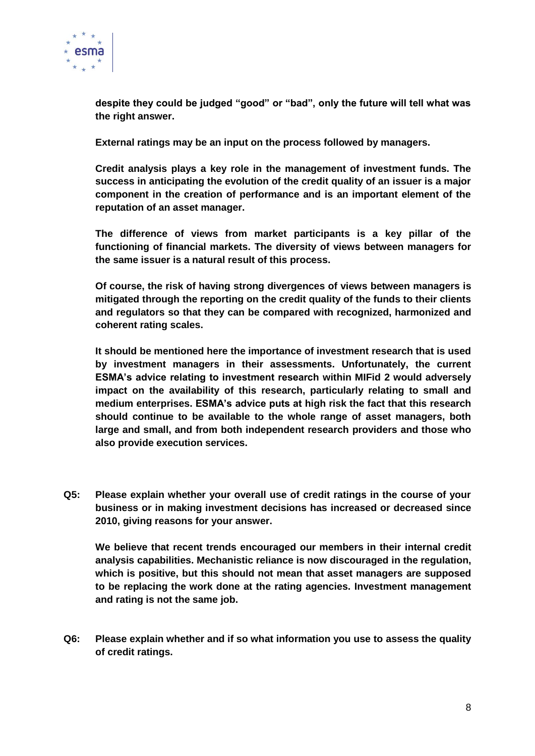**despite they could be judged "good" or "bad", only the future will tell what was the right answer.**

**External ratings may be an input on the process followed by managers.**

**Credit analysis plays a key role in the management of investment funds. The success in anticipating the evolution of the credit quality of an issuer is a major component in the creation of performance and is an important element of the reputation of an asset manager.**

**The difference of views from market participants is a key pillar of the functioning of financial markets. The diversity of views between managers for the same issuer is a natural result of this process.**

**Of course, the risk of having strong divergences of views between managers is mitigated through the reporting on the credit quality of the funds to their clients and regulators so that they can be compared with recognized, harmonized and coherent rating scales.**

**It should be mentioned here the importance of investment research that is used by investment managers in their assessments. Unfortunately, the current ESMA's advice relating to investment research within MIFid 2 would adversely impact on the availability of this research, particularly relating to small and medium enterprises. ESMA's advice puts at high risk the fact that this research should continue to be available to the whole range of asset managers, both large and small, and from both independent research providers and those who also provide execution services.**

**Q5: Please explain whether your overall use of credit ratings in the course of your business or in making investment decisions has increased or decreased since 2010, giving reasons for your answer.**

**We believe that recent trends encouraged our members in their internal credit analysis capabilities. Mechanistic reliance is now discouraged in the regulation, which is positive, but this should not mean that asset managers are supposed to be replacing the work done at the rating agencies. Investment management and rating is not the same job.**

**Q6: Please explain whether and if so what information you use to assess the quality of credit ratings.**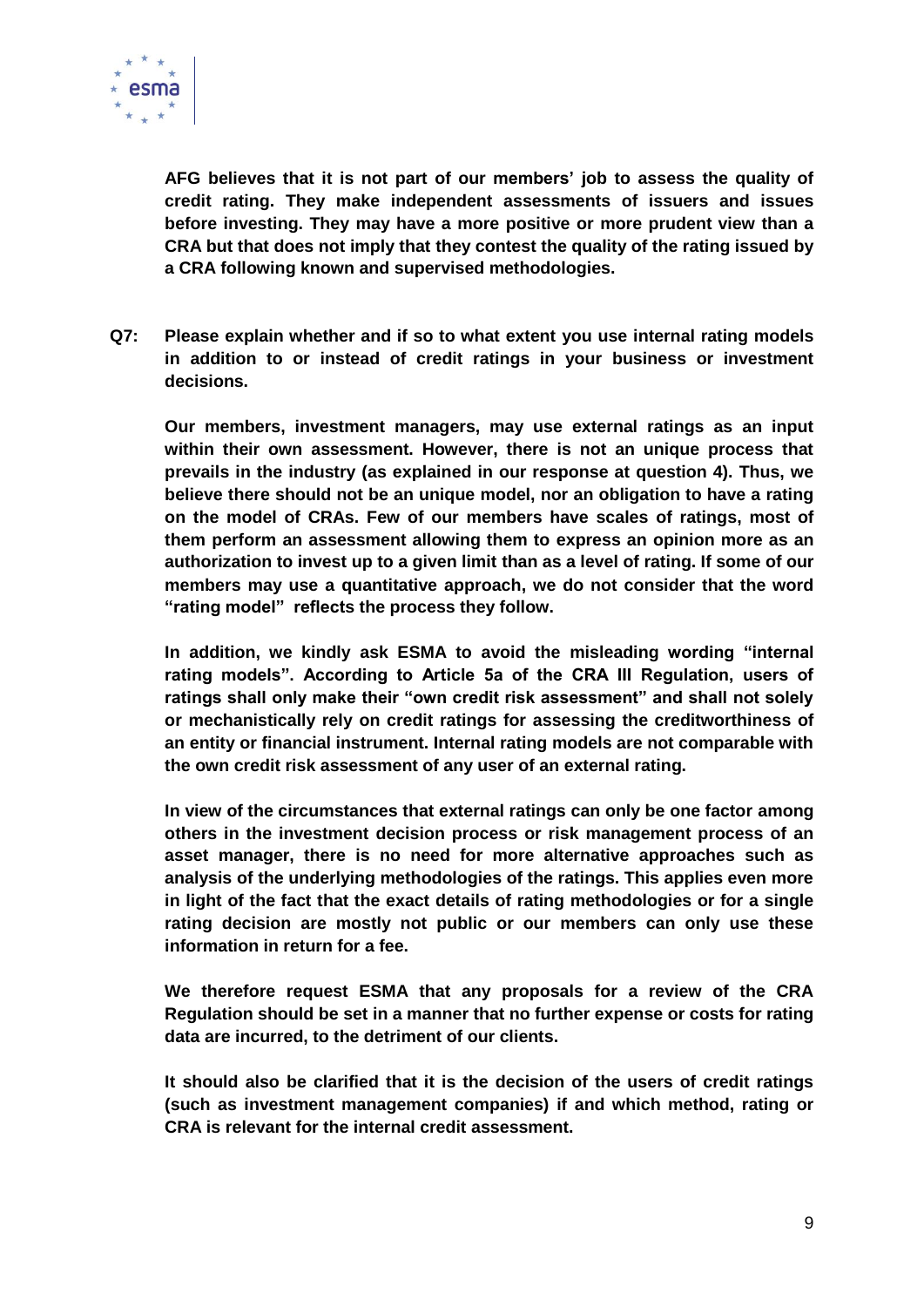**AFG believes that it is not part of our members' job to assess the quality of credit rating. They make independent assessments of issuers and issues before investing. They may have a more positive or more prudent view than a CRA but that does not imply that they contest the quality of the rating issued by a CRA following known and supervised methodologies.**

**Q7: Please explain whether and if so to what extent you use internal rating models in addition to or instead of credit ratings in your business or investment decisions.**

**Our members, investment managers, may use external ratings as an input within their own assessment. However, there is not an unique process that prevails in the industry (as explained in our response at question 4). Thus, we believe there should not be an unique model, nor an obligation to have a rating on the model of CRAs. Few of our members have scales of ratings, most of them perform an assessment allowing them to express an opinion more as an authorization to invest up to a given limit than as a level of rating. If some of our members may use a quantitative approach, we do not consider that the word "rating model" reflects the process they follow.**

**In addition, we kindly ask ESMA to avoid the misleading wording "internal rating models". According to Article 5a of the CRA III Regulation, users of ratings shall only make their "own credit risk assessment" and shall not solely or mechanistically rely on credit ratings for assessing the creditworthiness of an entity or financial instrument. Internal rating models are not comparable with the own credit risk assessment of any user of an external rating.**

**In view of the circumstances that external ratings can only be one factor among others in the investment decision process or risk management process of an asset manager, there is no need for more alternative approaches such as analysis of the underlying methodologies of the ratings. This applies even more in light of the fact that the exact details of rating methodologies or for a single rating decision are mostly not public or our members can only use these information in return for a fee.**

**We therefore request ESMA that any proposals for a review of the CRA Regulation should be set in a manner that no further expense or costs for rating data are incurred, to the detriment of our clients.**

**It should also be clarified that it is the decision of the users of credit ratings (such as investment management companies) if and which method, rating or CRA is relevant for the internal credit assessment.**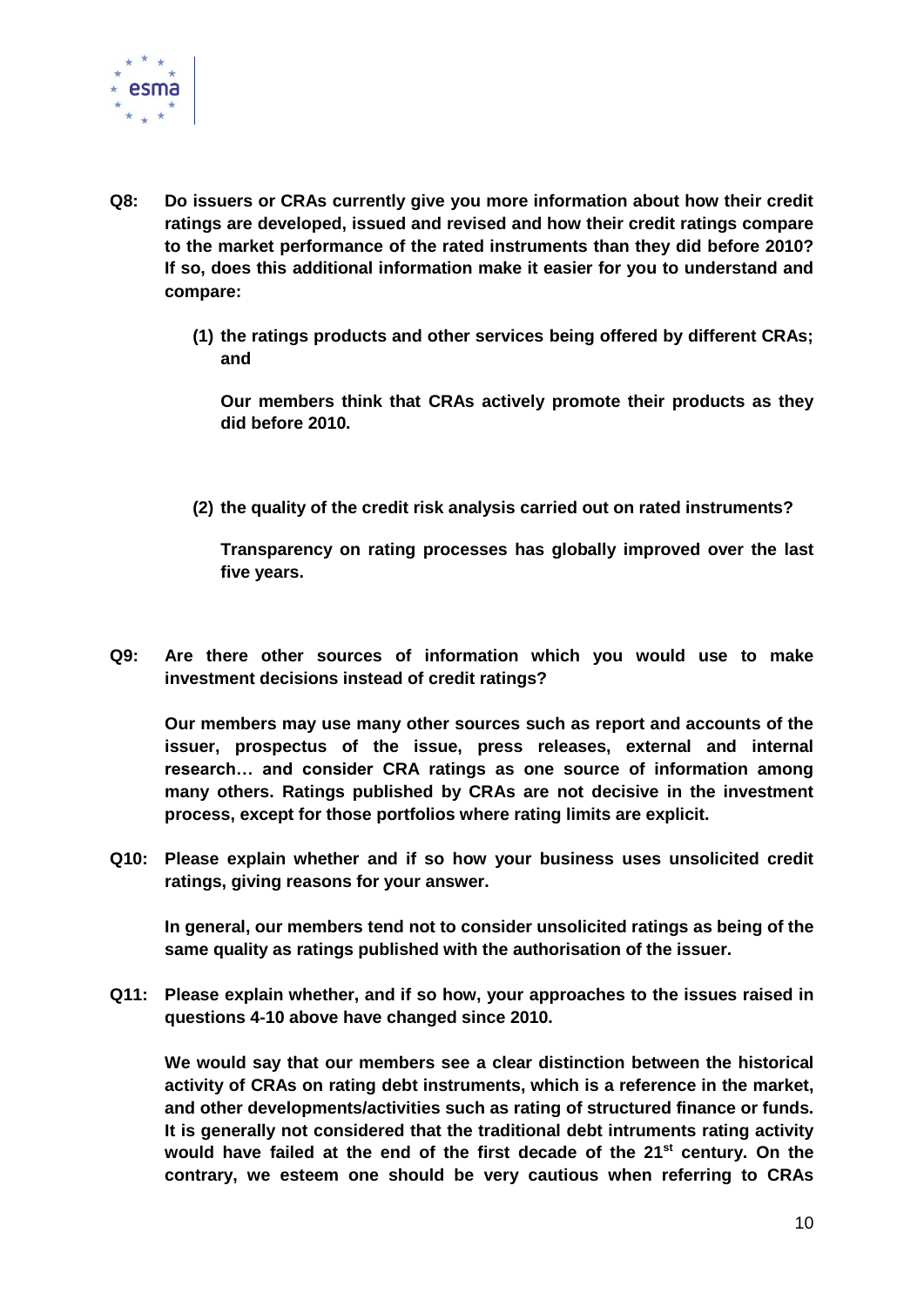**Q8: Do issuers or CRAs currently give you more information about how their credit ratings are developed, issued and revised and how their credit ratings compare to the market performance of the rated instruments than they did before 2010? If so, does this additional information make it easier for you to understand and compare:**

**(1) the ratings products and other services being offered by different CRAs; and**

**Our members think that CRAs actively promote their products as they did before 2010.**

**(2) the quality of the credit risk analysis carried out on rated instruments?**

**Transparency on rating processes has globally improved over the last five years.**

**Q9: Are there other sources of information which you would use to make investment decisions instead of credit ratings?**

**Our members may use many other sources such as report and accounts of the issuer, prospectus of the issue, press releases, external and internal research… and consider CRA ratings as one source of information among many others. Ratings published by CRAs are not decisive in the investment process, except for those portfolios where rating limits are explicit.**

**Q10: Please explain whether and if so how your business uses unsolicited credit ratings, giving reasons for your answer.**

**In general, our members tend not to consider unsolicited ratings as being of the same quality as ratings published with the authorisation of the issuer.**

**Q11: Please explain whether, and if so how, your approaches to the issues raised in questions 4-10 above have changed since 2010.**

**We would say that our members see a clear distinction between the historical activity of CRAs on rating debt instruments, which is a reference in the market, and other developments/activities such as rating of structured finance or funds. It is generally not considered that the traditional debt intruments rating activity would have failed at the end of the first decade of the 21st century. On the contrary, we esteem one should be very cautious when referring to CRAs**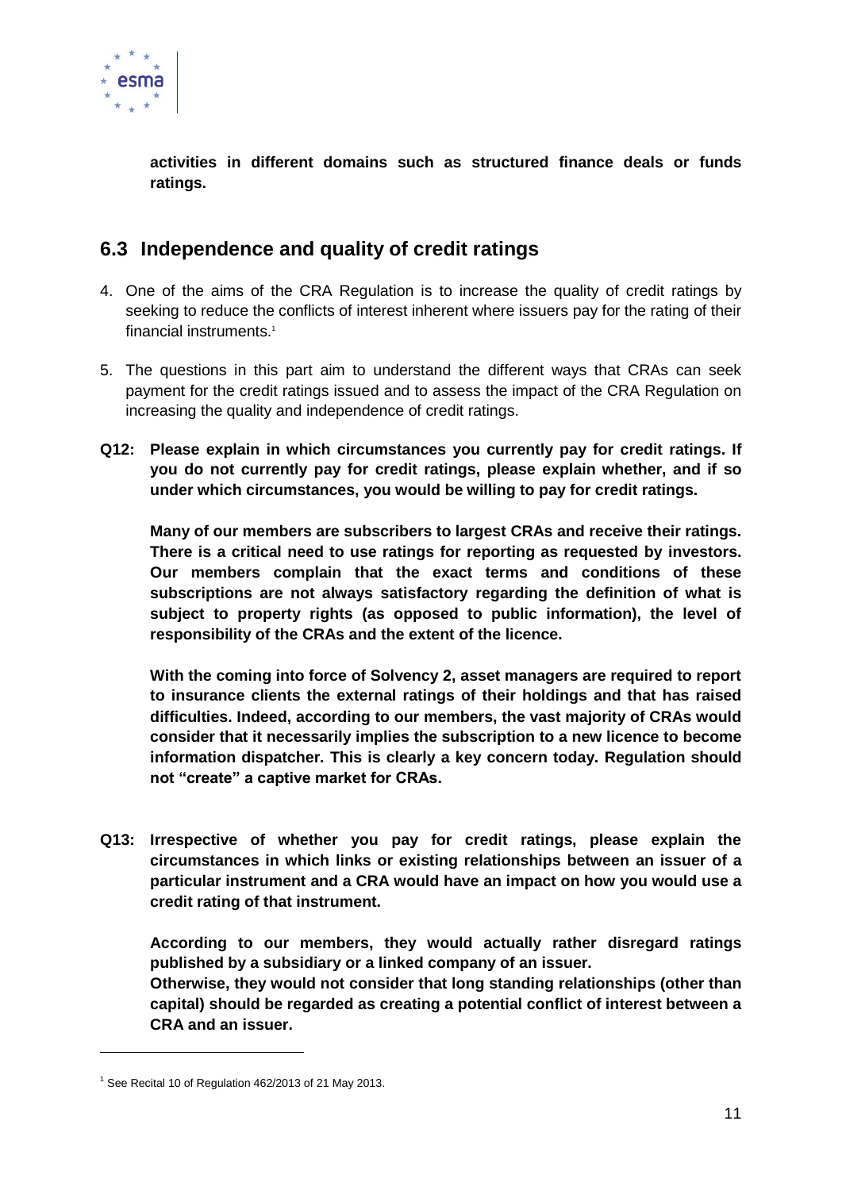**activities in different domains such as structured finance deals or funds ratings.**

## 6.3 Independence and quality of credit ratings

4. One of the aims of the CRA Regulation is to increase the quality of credit ratings by seeking to reduce the conflicts of interest inherent where issuers pay for the rating of their financial instruments.[1]

5. The questions in this part aim to understand the different ways that CRAs can seek payment for the credit ratings issued and to assess the impact of the CRA Regulation on increasing the quality and independence of credit ratings.

**Q12: Please explain in which circumstances you currently pay for credit ratings. If you do not currently pay for credit ratings, please explain whether, and if so under which circumstances, you would be willing to pay for credit ratings.**

**Many of our members are subscribers to largest CRAs and receive their ratings. There is a critical need to use ratings for reporting as requested by investors. Our members complain that the exact terms and conditions of these subscriptions are not always satisfactory regarding the definition of what is subject to property rights (as opposed to public information), the level of responsibility of the CRAs and the extent of the licence.**

**With the coming into force of Solvency 2, asset managers are required to report to insurance clients the external ratings of their holdings and that has raised difficulties. Indeed, according to our members, the vast majority of CRAs would consider that it necessarily implies the subscription to a new licence to become information dispatcher. This is clearly a key concern today. Regulation should not "create" a captive market for CRAs.**

**Q13: Irrespective of whether you pay for credit ratings, please explain the circumstances in which links or existing relationships between an issuer of a particular instrument and a CRA would have an impact on how you would use a credit rating of that instrument.**

**According to our members, they would actually rather disregard ratings published by a subsidiary or a linked company of an issuer.**
**Otherwise, they would not consider that long standing relationships (other than capital) should be regarded as creating a potential conflict of interest between a CRA and an issuer.**

[1] See Recital 10 of Regulation 462/2013 of 21 May 2013.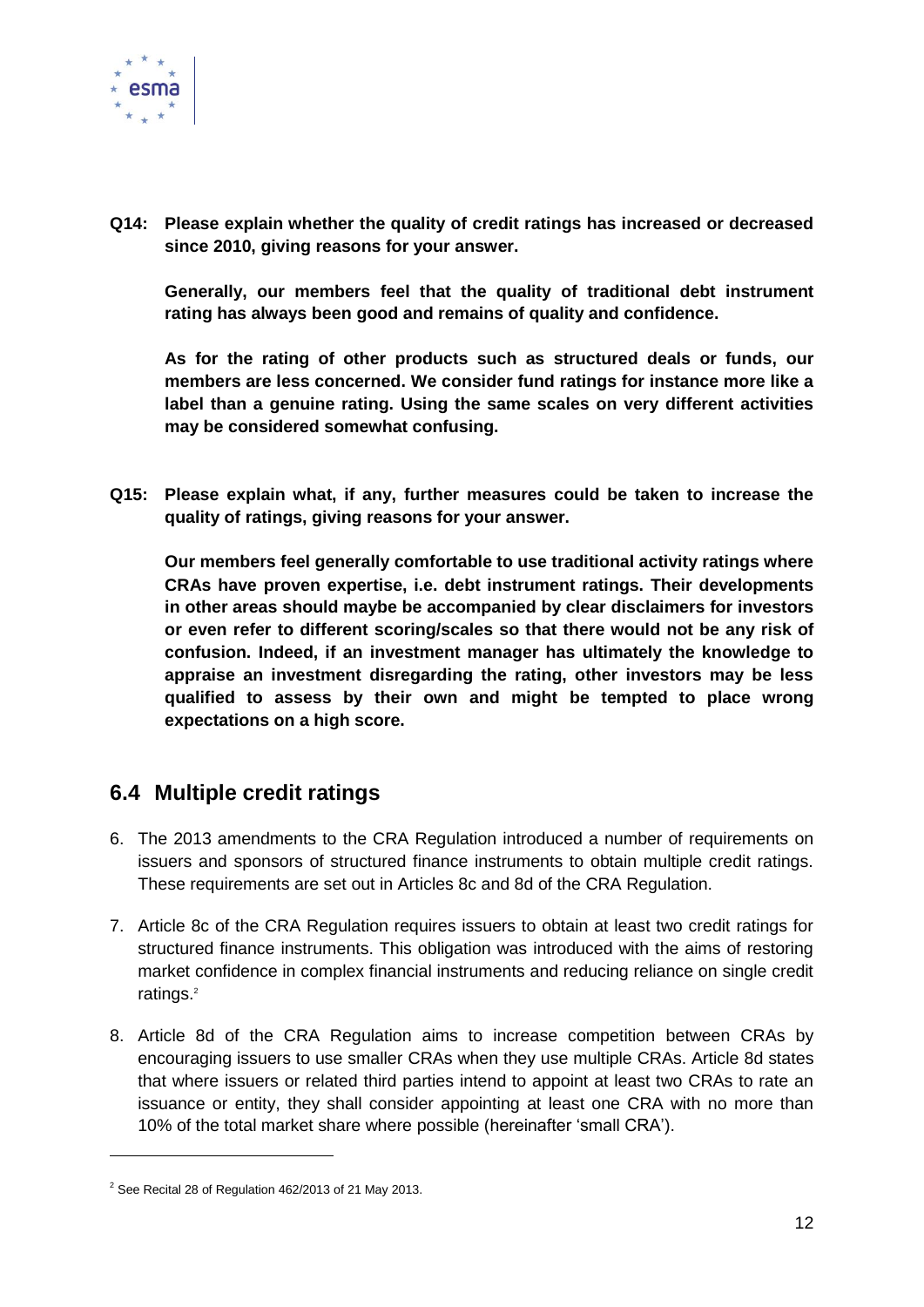**Q14: Please explain whether the quality of credit ratings has increased or decreased since 2010, giving reasons for your answer.**

**Generally, our members feel that the quality of traditional debt instrument rating has always been good and remains of quality and confidence.**

**As for the rating of other products such as structured deals or funds, our members are less concerned. We consider fund ratings for instance more like a label than a genuine rating. Using the same scales on very different activities may be considered somewhat confusing.**

**Q15: Please explain what, if any, further measures could be taken to increase the quality of ratings, giving reasons for your answer.**

**Our members feel generally comfortable to use traditional activity ratings where CRAs have proven expertise, i.e. debt instrument ratings. Their developments in other areas should maybe be accompanied by clear disclaimers for investors or even refer to different scoring/scales so that there would not be any risk of confusion. Indeed, if an investment manager has ultimately the knowledge to appraise an investment disregarding the rating, other investors may be less qualified to assess by their own and might be tempted to place wrong expectations on a high score.**

## 6.4 Multiple credit ratings

6. The 2013 amendments to the CRA Regulation introduced a number of requirements on issuers and sponsors of structured finance instruments to obtain multiple credit ratings. These requirements are set out in Articles 8c and 8d of the CRA Regulation.

7. Article 8c of the CRA Regulation requires issuers to obtain at least two credit ratings for structured finance instruments. This obligation was introduced with the aims of restoring market confidence in complex financial instruments and reducing reliance on single credit ratings.[2]

8. Article 8d of the CRA Regulation aims to increase competition between CRAs by encouraging issuers to use smaller CRAs when they use multiple CRAs. Article 8d states that where issuers or related third parties intend to appoint at least two CRAs to rate an issuance or entity, they shall consider appointing at least one CRA with no more than 10% of the total market share where possible (hereinafter 'small CRA').

[2] See Recital 28 of Regulation 462/2013 of 21 May 2013.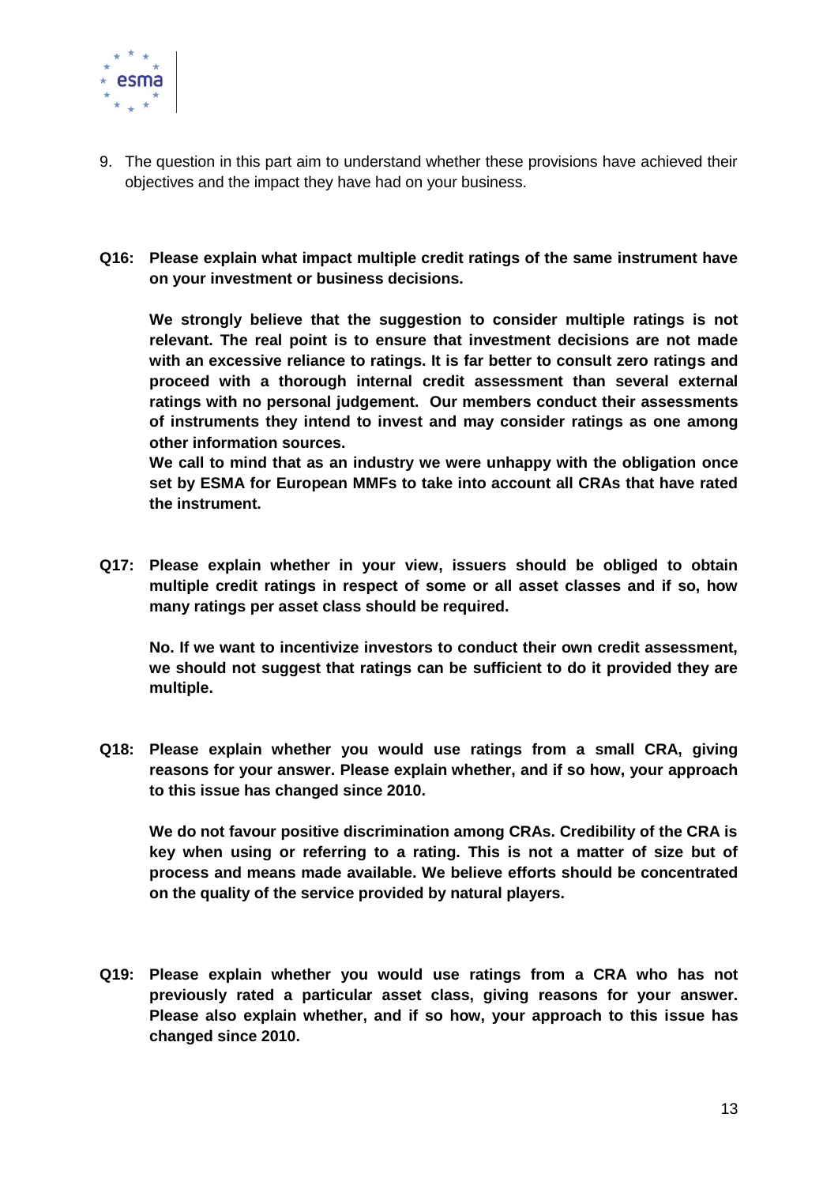9. The question in this part aim to understand whether these provisions have achieved their objectives and the impact they have had on your business.

**Q16: Please explain what impact multiple credit ratings of the same instrument have on your investment or business decisions.**

**We strongly believe that the suggestion to consider multiple ratings is not relevant. The real point is to ensure that investment decisions are not made with an excessive reliance to ratings. It is far better to consult zero ratings and proceed with a thorough internal credit assessment than several external ratings with no personal judgement. Our members conduct their assessments of instruments they intend to invest and may consider ratings as one among other information sources.**

**We call to mind that as an industry we were unhappy with the obligation once set by ESMA for European MMFs to take into account all CRAs that have rated the instrument.**

**Q17: Please explain whether in your view, issuers should be obliged to obtain multiple credit ratings in respect of some or all asset classes and if so, how many ratings per asset class should be required.**

**No. If we want to incentivize investors to conduct their own credit assessment, we should not suggest that ratings can be sufficient to do it provided they are multiple.**

**Q18: Please explain whether you would use ratings from a small CRA, giving reasons for your answer. Please explain whether, and if so how, your approach to this issue has changed since 2010.**

**We do not favour positive discrimination among CRAs. Credibility of the CRA is key when using or referring to a rating. This is not a matter of size but of process and means made available. We believe efforts should be concentrated on the quality of the service provided by natural players.**

**Q19: Please explain whether you would use ratings from a CRA who has not previously rated a particular asset class, giving reasons for your answer. Please also explain whether, and if so how, your approach to this issue has changed since 2010.**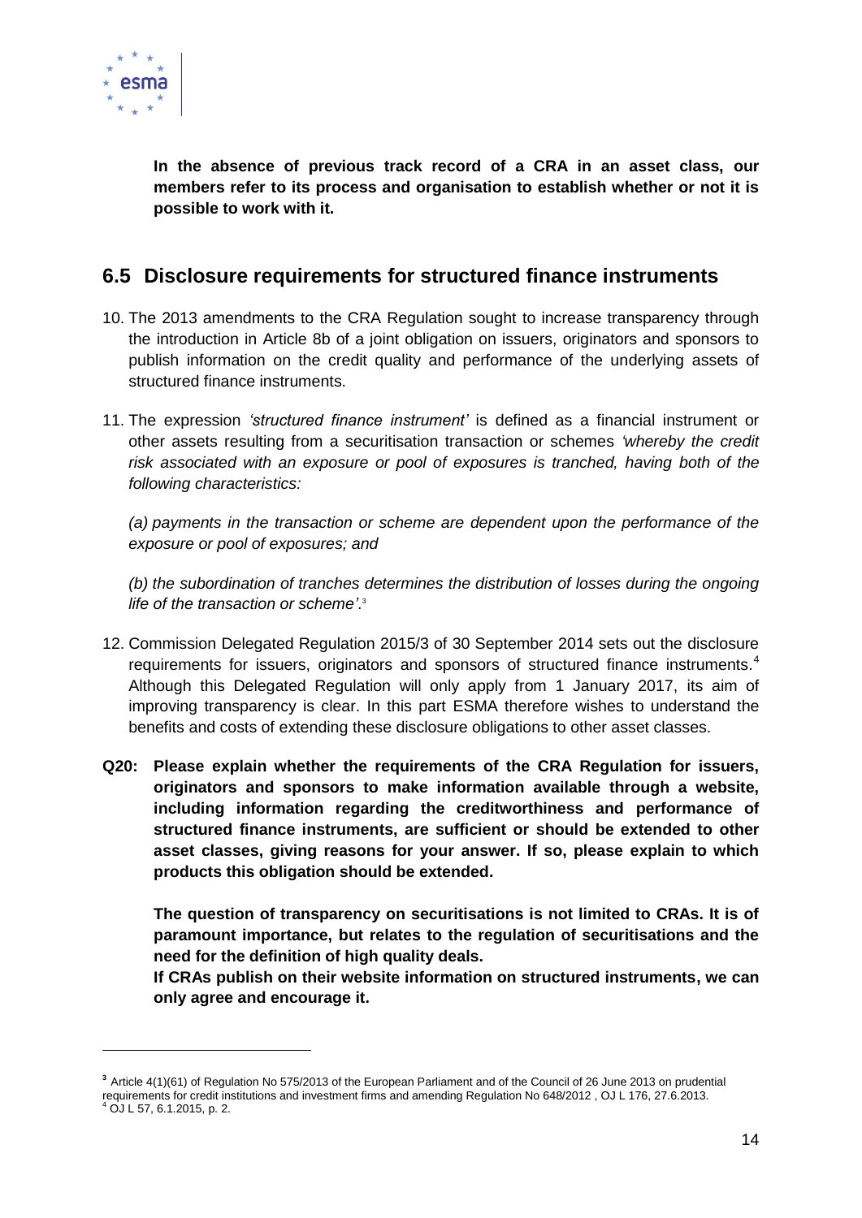**In the absence of previous track record of a CRA in an asset class, our members refer to its process and organisation to establish whether or not it is possible to work with it.**

## 6.5 Disclosure requirements for structured finance instruments

10. The 2013 amendments to the CRA Regulation sought to increase transparency through the introduction in Article 8b of a joint obligation on issuers, originators and sponsors to publish information on the credit quality and performance of the underlying assets of structured finance instruments.

11. The expression *'structured finance instrument'* is defined as a financial instrument or other assets resulting from a securitisation transaction or schemes *'whereby the credit risk associated with an exposure or pool of exposures is tranched, having both of the following characteristics:*

    *(a) payments in the transaction or scheme are dependent upon the performance of the exposure or pool of exposures; and*

    *(b) the subordination of tranches determines the distribution of losses during the ongoing life of the transaction or scheme'.*[3]

12. Commission Delegated Regulation 2015/3 of 30 September 2014 sets out the disclosure requirements for issuers, originators and sponsors of structured finance instruments.[4] Although this Delegated Regulation will only apply from 1 January 2017, its aim of improving transparency is clear. In this part ESMA therefore wishes to understand the benefits and costs of extending these disclosure obligations to other asset classes.

**Q20: Please explain whether the requirements of the CRA Regulation for issuers, originators and sponsors to make information available through a website, including information regarding the creditworthiness and performance of structured finance instruments, are sufficient or should be extended to other asset classes, giving reasons for your answer. If so, please explain to which products this obligation should be extended.**

**The question of transparency on securitisations is not limited to CRAs. It is of paramount importance, but relates to the regulation of securitisations and the need for the definition of high quality deals.**
**If CRAs publish on their website information on structured instruments, we can only agree and encourage it.**

---

[3] Article 4(1)(61) of Regulation No 575/2013 of the European Parliament and of the Council of 26 June 2013 on prudential requirements for credit institutions and investment firms and amending Regulation No 648/2012 , OJ L 176, 27.6.2013.

[4] OJ L 57, 6.1.2015, p. 2.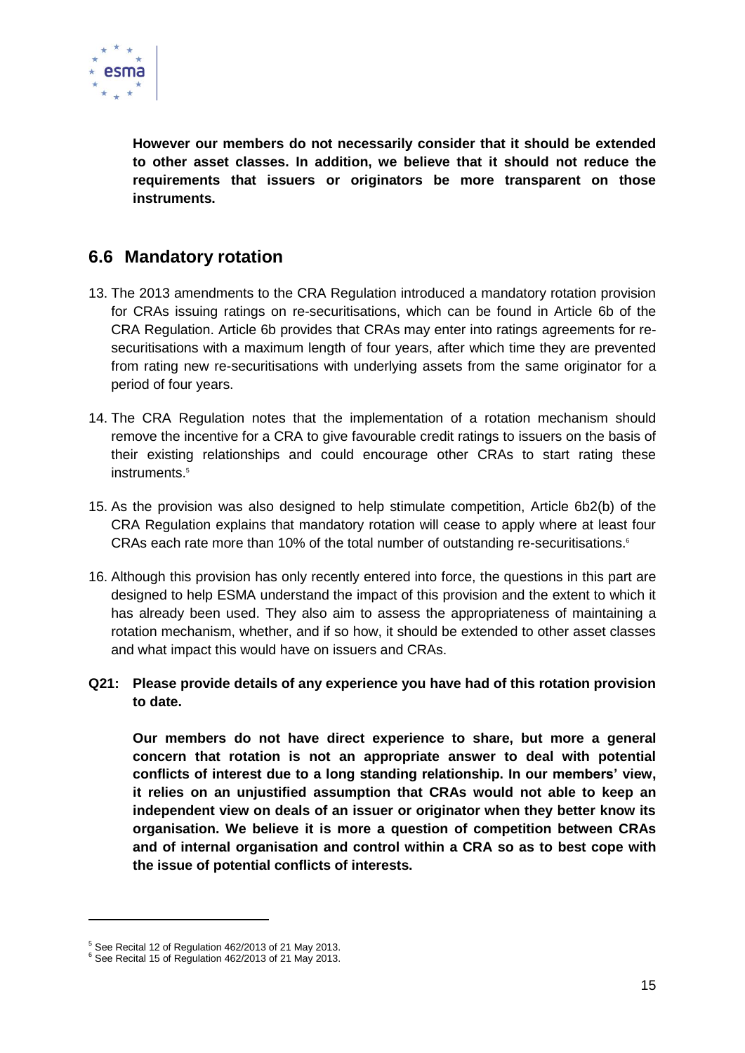**However our members do not necessarily consider that it should be extended to other asset classes. In addition, we believe that it should not reduce the requirements that issuers or originators be more transparent on those instruments.**

## 6.6 Mandatory rotation

13. The 2013 amendments to the CRA Regulation introduced a mandatory rotation provision for CRAs issuing ratings on re-securitisations, which can be found in Article 6b of the CRA Regulation. Article 6b provides that CRAs may enter into ratings agreements for re-securitisations with a maximum length of four years, after which time they are prevented from rating new re-securitisations with underlying assets from the same originator for a period of four years.

14. The CRA Regulation notes that the implementation of a rotation mechanism should remove the incentive for a CRA to give favourable credit ratings to issuers on the basis of their existing relationships and could encourage other CRAs to start rating these instruments.[5]

15. As the provision was also designed to help stimulate competition, Article 6b2(b) of the CRA Regulation explains that mandatory rotation will cease to apply where at least four CRAs each rate more than 10% of the total number of outstanding re-securitisations.[6]

16. Although this provision has only recently entered into force, the questions in this part are designed to help ESMA understand the impact of this provision and the extent to which it has already been used. They also aim to assess the appropriateness of maintaining a rotation mechanism, whether, and if so how, it should be extended to other asset classes and what impact this would have on issuers and CRAs.

**Q21: Please provide details of any experience you have had of this rotation provision to date.**

**Our members do not have direct experience to share, but more a general concern that rotation is not an appropriate answer to deal with potential conflicts of interest due to a long standing relationship. In our members' view, it relies on an unjustified assumption that CRAs would not able to keep an independent view on deals of an issuer or originator when they better know its organisation. We believe it is more a question of competition between CRAs and of internal organisation and control within a CRA so as to best cope with the issue of potential conflicts of interests.**

---

[5] See Recital 12 of Regulation 462/2013 of 21 May 2013.

[6] See Recital 15 of Regulation 462/2013 of 21 May 2013.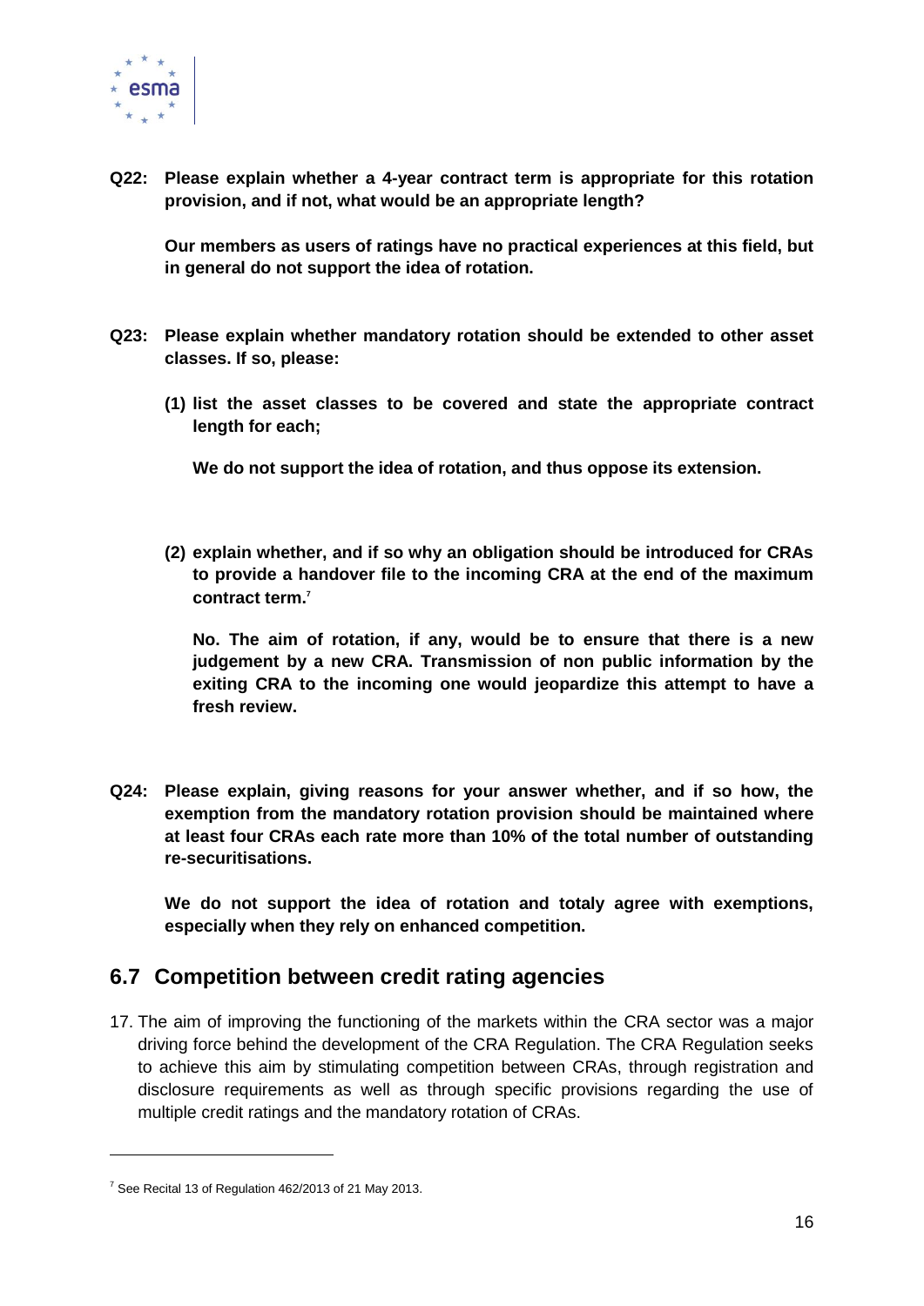**Q22: Please explain whether a 4-year contract term is appropriate for this rotation provision, and if not, what would be an appropriate length?**

**Our members as users of ratings have no practical experiences at this field, but in general do not support the idea of rotation.**

**Q23: Please explain whether mandatory rotation should be extended to other asset classes. If so, please:**

**(1) list the asset classes to be covered and state the appropriate contract length for each;**

**We do not support the idea of rotation, and thus oppose its extension.**

**(2) explain whether, and if so why an obligation should be introduced for CRAs to provide a handover file to the incoming CRA at the end of the maximum contract term.[7]**

**No. The aim of rotation, if any, would be to ensure that there is a new judgement by a new CRA. Transmission of non public information by the exiting CRA to the incoming one would jeopardize this attempt to have a fresh review.**

**Q24: Please explain, giving reasons for your answer whether, and if so how, the exemption from the mandatory rotation provision should be maintained where at least four CRAs each rate more than 10% of the total number of outstanding re-securitisations.**

**We do not support the idea of rotation and totaly agree with exemptions, especially when they rely on enhanced competition.**

## 6.7 Competition between credit rating agencies

17. The aim of improving the functioning of the markets within the CRA sector was a major driving force behind the development of the CRA Regulation. The CRA Regulation seeks to achieve this aim by stimulating competition between CRAs, through registration and disclosure requirements as well as through specific provisions regarding the use of multiple credit ratings and the mandatory rotation of CRAs.

---

[7] See Recital 13 of Regulation 462/2013 of 21 May 2013.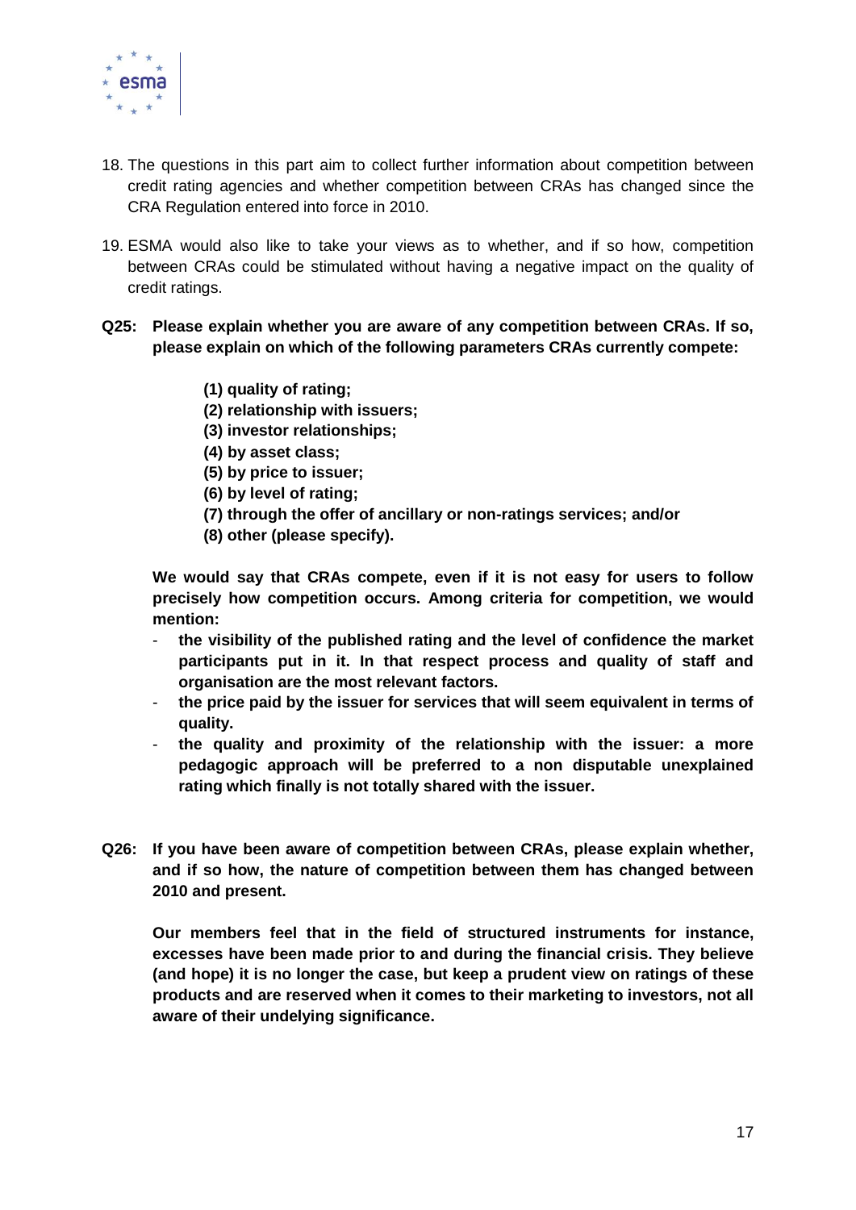18. The questions in this part aim to collect further information about competition between credit rating agencies and whether competition between CRAs has changed since the CRA Regulation entered into force in 2010.

19. ESMA would also like to take your views as to whether, and if so how, competition between CRAs could be stimulated without having a negative impact on the quality of credit ratings.

**Q25: Please explain whether you are aware of any competition between CRAs. If so, please explain on which of the following parameters CRAs currently compete:**

> **(1) quality of rating;**
> **(2) relationship with issuers;**
> **(3) investor relationships;**
> **(4) by asset class;**
> **(5) by price to issuer;**
> **(6) by level of rating;**
> **(7) through the offer of ancillary or non-ratings services; and/or**
> **(8) other (please specify).**

**We would say that CRAs compete, even if it is not easy for users to follow precisely how competition occurs. Among criteria for competition, we would mention:**

- **the visibility of the published rating and the level of confidence the market participants put in it. In that respect process and quality of staff and organisation are the most relevant factors.**
- **the price paid by the issuer for services that will seem equivalent in terms of quality.**
- **the quality and proximity of the relationship with the issuer: a more pedagogic approach will be preferred to a non disputable unexplained rating which finally is not totally shared with the issuer.**

**Q26: If you have been aware of competition between CRAs, please explain whether, and if so how, the nature of competition between them has changed between 2010 and present.**

**Our members feel that in the field of structured instruments for instance, excesses have been made prior to and during the financial crisis. They believe (and hope) it is no longer the case, but keep a prudent view on ratings of these products and are reserved when it comes to their marketing to investors, not all aware of their undelying significance.**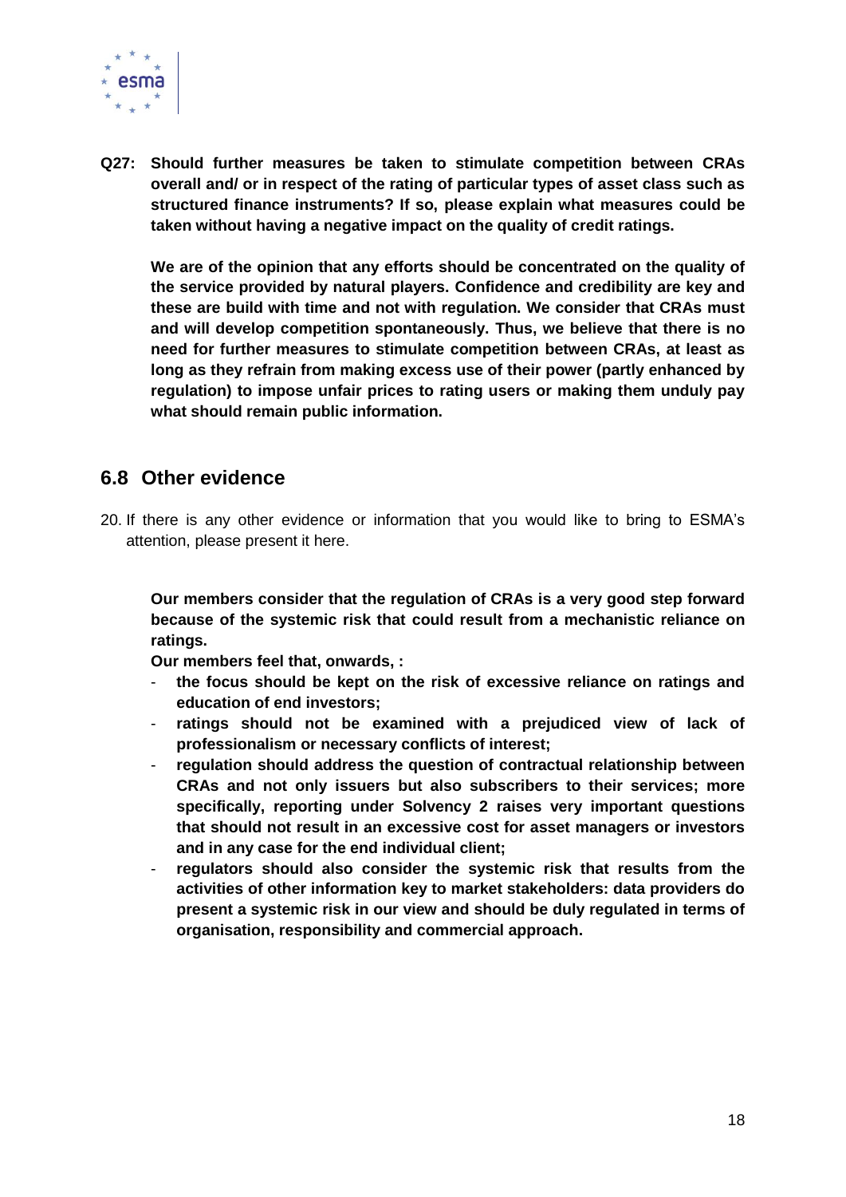**Q27: Should further measures be taken to stimulate competition between CRAs overall and/ or in respect of the rating of particular types of asset class such as structured finance instruments? If so, please explain what measures could be taken without having a negative impact on the quality of credit ratings.**

**We are of the opinion that any efforts should be concentrated on the quality of the service provided by natural players. Confidence and credibility are key and these are build with time and not with regulation. We consider that CRAs must and will develop competition spontaneously. Thus, we believe that there is no need for further measures to stimulate competition between CRAs, at least as long as they refrain from making excess use of their power (partly enhanced by regulation) to impose unfair prices to rating users or making them unduly pay what should remain public information.**

## 6.8 Other evidence

20. If there is any other evidence or information that you would like to bring to ESMA's attention, please present it here.

**Our members consider that the regulation of CRAs is a very good step forward because of the systemic risk that could result from a mechanistic reliance on ratings.**

**Our members feel that, onwards, :**

- **the focus should be kept on the risk of excessive reliance on ratings and education of end investors;**
- **ratings should not be examined with a prejudiced view of lack of professionalism or necessary conflicts of interest;**
- **regulation should address the question of contractual relationship between CRAs and not only issuers but also subscribers to their services; more specifically, reporting under Solvency 2 raises very important questions that should not result in an excessive cost for asset managers or investors and in any case for the end individual client;**
- **regulators should also consider the systemic risk that results from the activities of other information key to market stakeholders: data providers do present a systemic risk in our view and should be duly regulated in terms of organisation, responsibility and commercial approach.**